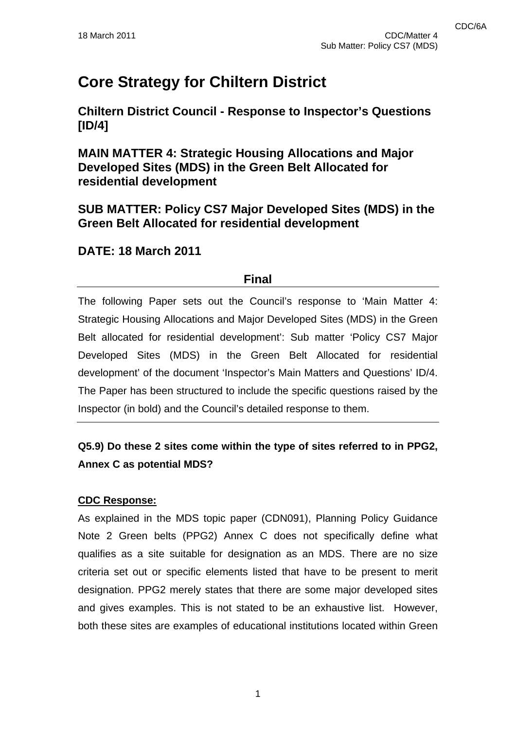# Core Strategy for Chiltern District

## Chiltern District Council - Response to Inspector's Questions [ID/4]

## MAIN MATTER 4: Strategic Housing Allocations and Major Developed Sites (MDS) in the Green Belt Allocated for residential development

## SUB MATTER: Policy CS7 Major Developed Sites (MDS) in the Green Belt Allocated for residential development

## DATE: 18 March 2011

**Final**

The following Paper sets out the Council's response to 'Main Matter 4: Strategic Housing Allocations and Major Developed Sites (MDS) in the Green Belt allocated for residential development': Sub matter 'Policy CS7 Major Developed Sites (MDS) in the Green Belt Allocated for residential development' of the document 'Inspector's Main Matters and Questions' ID/4. The Paper has been structured to include the specific questions raised by the Inspector (in bold) and the Council's detailed response to them.

---

**Q5.9) Do these 2 sites come within the type of sites referred to in PPG2, Annex C as potential MDS?**

**CDC Response:**

As explained in the MDS topic paper (CDN091), Planning Policy Guidance Note 2 Green belts (PPG2) Annex C does not specifically define what qualifies as a site suitable for designation as an MDS. There are no size criteria set out or specific elements listed that have to be present to merit designation. PPG2 merely states that there are some major developed sites and gives examples. This is not stated to be an exhaustive list. However, both these sites are examples of educational institutions located within Green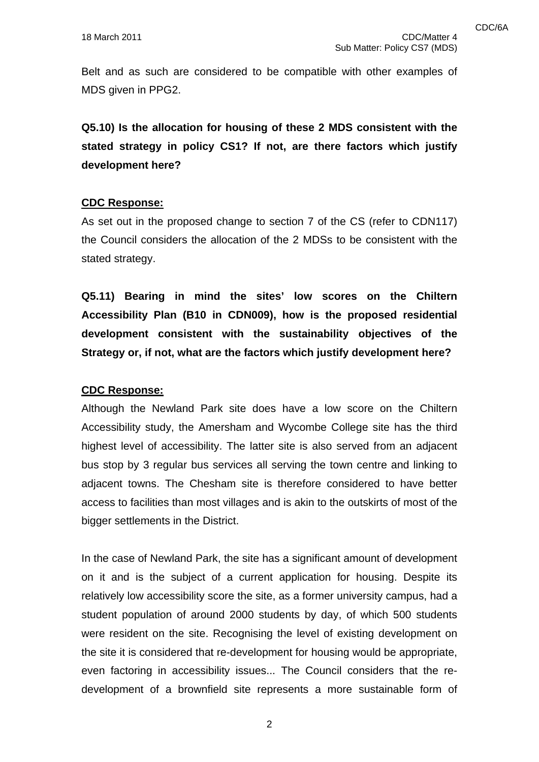Belt and as such are considered to be compatible with other examples of MDS given in PPG2.

**Q5.10) Is the allocation for housing of these 2 MDS consistent with the stated strategy in policy CS1? If not, are there factors which justify development here?**

**CDC Response:**

As set out in the proposed change to section 7 of the CS (refer to CDN117) the Council considers the allocation of the 2 MDSs to be consistent with the stated strategy.

**Q5.11) Bearing in mind the sites' low scores on the Chiltern Accessibility Plan (B10 in CDN009), how is the proposed residential development consistent with the sustainability objectives of the Strategy or, if not, what are the factors which justify development here?**

**CDC Response:**

Although the Newland Park site does have a low score on the Chiltern Accessibility study, the Amersham and Wycombe College site has the third highest level of accessibility. The latter site is also served from an adjacent bus stop by 3 regular bus services all serving the town centre and linking to adjacent towns. The Chesham site is therefore considered to have better access to facilities than most villages and is akin to the outskirts of most of the bigger settlements in the District.

In the case of Newland Park, the site has a significant amount of development on it and is the subject of a current application for housing. Despite its relatively low accessibility score the site, as a former university campus, had a student population of around 2000 students by day, of which 500 students were resident on the site. Recognising the level of existing development on the site it is considered that re-development for housing would be appropriate, even factoring in accessibility issues... The Council considers that the re-development of a brownfield site represents a more sustainable form of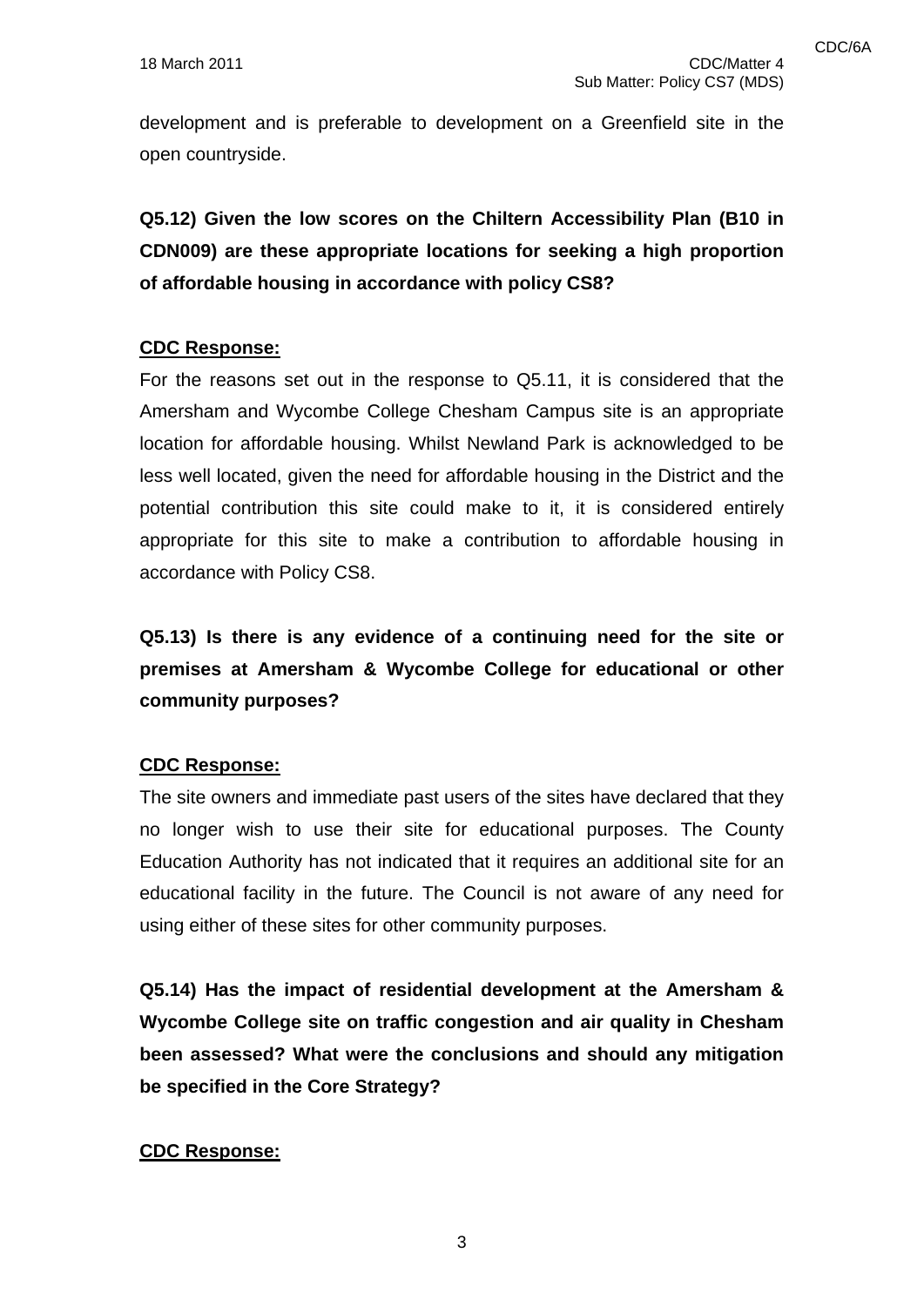development and is preferable to development on a Greenfield site in the open countryside.

**Q5.12) Given the low scores on the Chiltern Accessibility Plan (B10 in CDN009) are these appropriate locations for seeking a high proportion of affordable housing in accordance with policy CS8?**

**<u>CDC Response:</u>**

For the reasons set out in the response to Q5.11, it is considered that the Amersham and Wycombe College Chesham Campus site is an appropriate location for affordable housing. Whilst Newland Park is acknowledged to be less well located, given the need for affordable housing in the District and the potential contribution this site could make to it, it is considered entirely appropriate for this site to make a contribution to affordable housing in accordance with Policy CS8.

**Q5.13) Is there is any evidence of a continuing need for the site or premises at Amersham & Wycombe College for educational or other community purposes?**

**<u>CDC Response:</u>**

The site owners and immediate past users of the sites have declared that they no longer wish to use their site for educational purposes. The County Education Authority has not indicated that it requires an additional site for an educational facility in the future. The Council is not aware of any need for using either of these sites for other community purposes.

**Q5.14) Has the impact of residential development at the Amersham & Wycombe College site on traffic congestion and air quality in Chesham been assessed? What were the conclusions and should any mitigation be specified in the Core Strategy?**

**<u>CDC Response:</u>**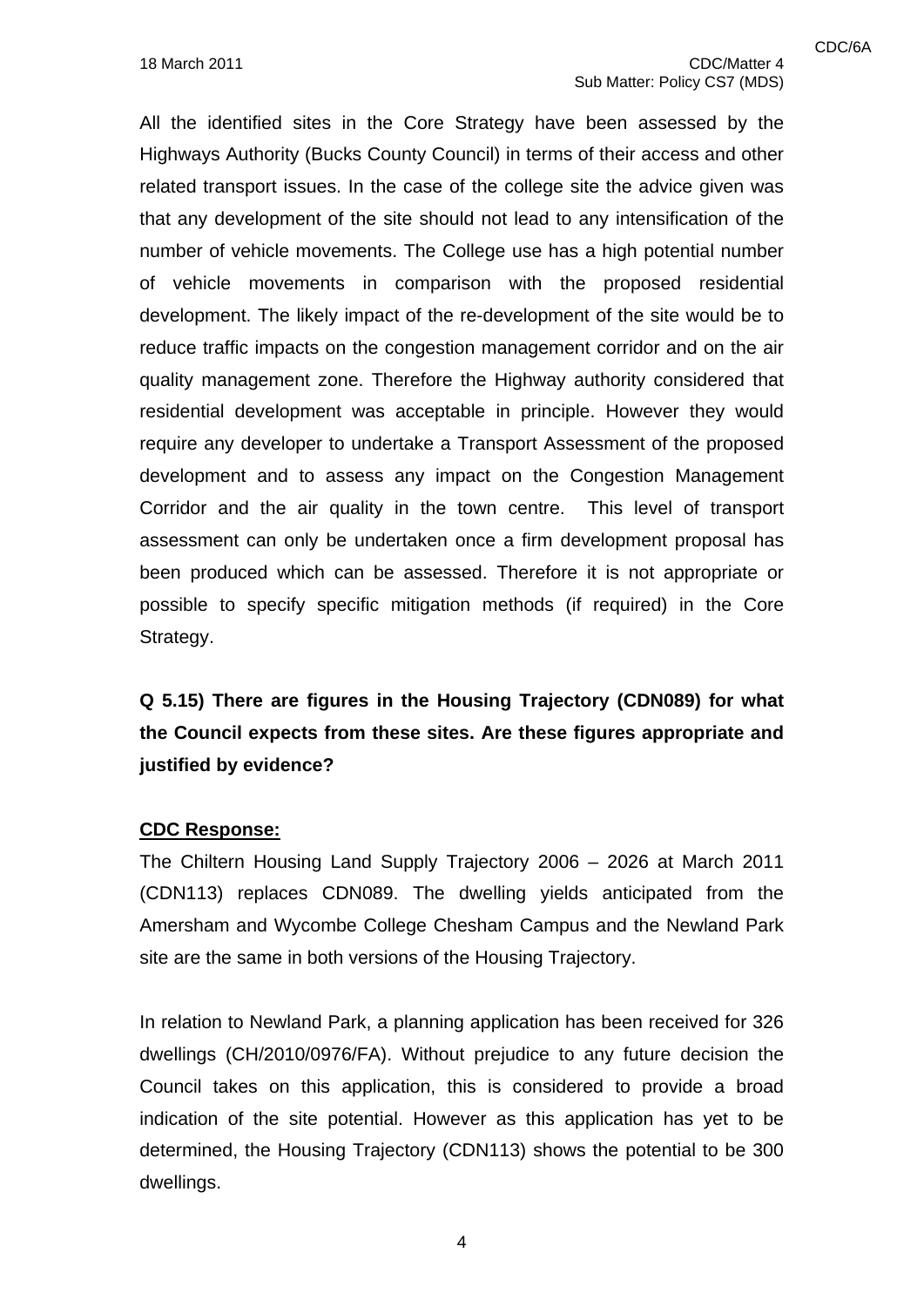All the identified sites in the Core Strategy have been assessed by the Highways Authority (Bucks County Council) in terms of their access and other related transport issues. In the case of the college site the advice given was that any development of the site should not lead to any intensification of the number of vehicle movements. The College use has a high potential number of vehicle movements in comparison with the proposed residential development. The likely impact of the re-development of the site would be to reduce traffic impacts on the congestion management corridor and on the air quality management zone. Therefore the Highway authority considered that residential development was acceptable in principle. However they would require any developer to undertake a Transport Assessment of the proposed development and to assess any impact on the Congestion Management Corridor and the air quality in the town centre. This level of transport assessment can only be undertaken once a firm development proposal has been produced which can be assessed. Therefore it is not appropriate or possible to specify specific mitigation methods (if required) in the Core Strategy.

**Q 5.15) There are figures in the Housing Trajectory (CDN089) for what the Council expects from these sites. Are these figures appropriate and justified by evidence?**

**CDC Response:**

The Chiltern Housing Land Supply Trajectory 2006 – 2026 at March 2011 (CDN113) replaces CDN089. The dwelling yields anticipated from the Amersham and Wycombe College Chesham Campus and the Newland Park site are the same in both versions of the Housing Trajectory.

In relation to Newland Park, a planning application has been received for 326 dwellings (CH/2010/0976/FA). Without prejudice to any future decision the Council takes on this application, this is considered to provide a broad indication of the site potential. However as this application has yet to be determined, the Housing Trajectory (CDN113) shows the potential to be 300 dwellings.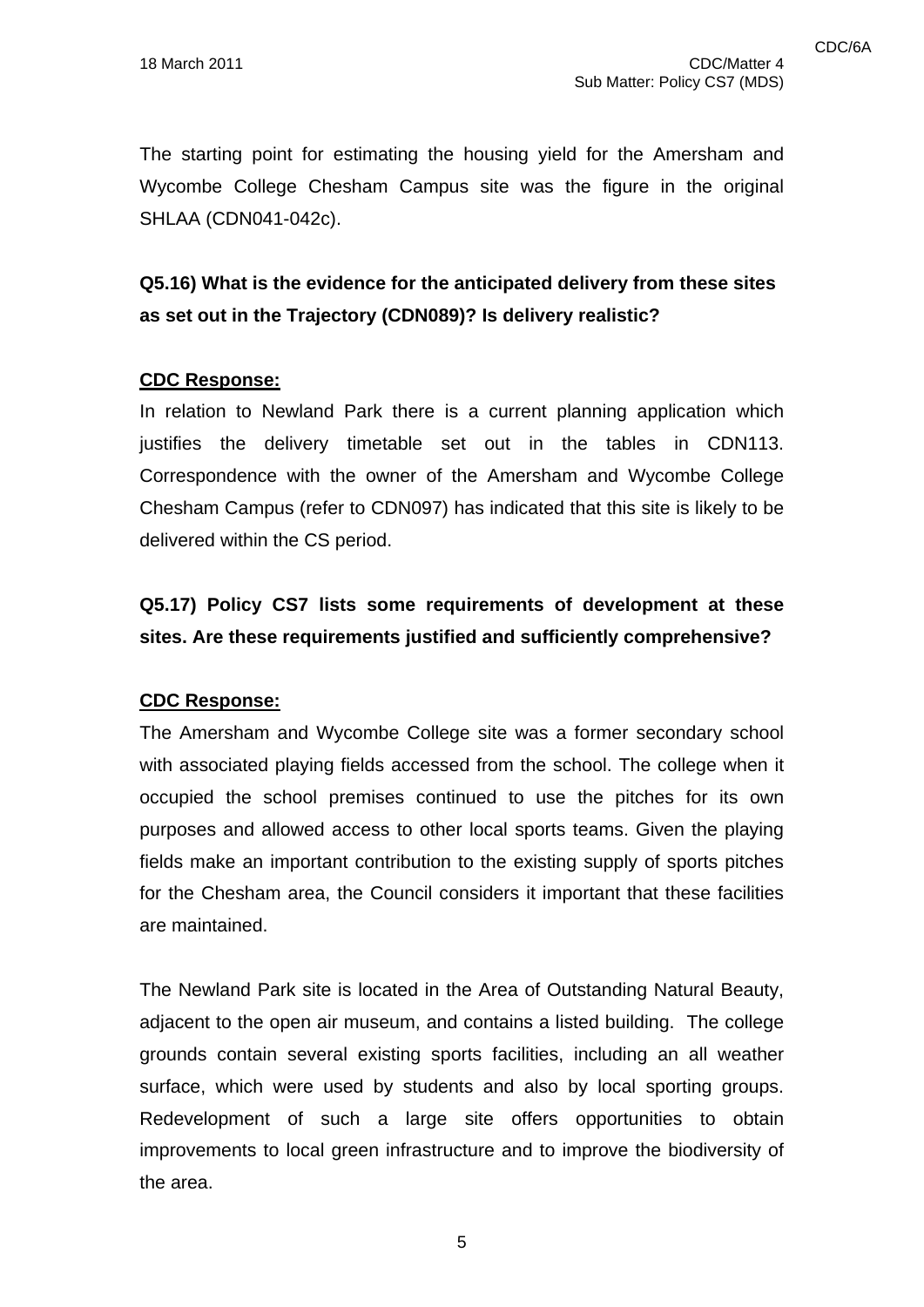The starting point for estimating the housing yield for the Amersham and Wycombe College Chesham Campus site was the figure in the original SHLAA (CDN041-042c).

**Q5.16) What is the evidence for the anticipated delivery from these sites as set out in the Trajectory (CDN089)? Is delivery realistic?**

**<u>CDC Response:</u>**

In relation to Newland Park there is a current planning application which justifies the delivery timetable set out in the tables in CDN113. Correspondence with the owner of the Amersham and Wycombe College Chesham Campus (refer to CDN097) has indicated that this site is likely to be delivered within the CS period.

**Q5.17) Policy CS7 lists some requirements of development at these sites. Are these requirements justified and sufficiently comprehensive?**

**<u>CDC Response:</u>**

The Amersham and Wycombe College site was a former secondary school with associated playing fields accessed from the school. The college when it occupied the school premises continued to use the pitches for its own purposes and allowed access to other local sports teams. Given the playing fields make an important contribution to the existing supply of sports pitches for the Chesham area, the Council considers it important that these facilities are maintained.

The Newland Park site is located in the Area of Outstanding Natural Beauty, adjacent to the open air museum, and contains a listed building. The college grounds contain several existing sports facilities, including an all weather surface, which were used by students and also by local sporting groups. Redevelopment of such a large site offers opportunities to obtain improvements to local green infrastructure and to improve the biodiversity of the area.